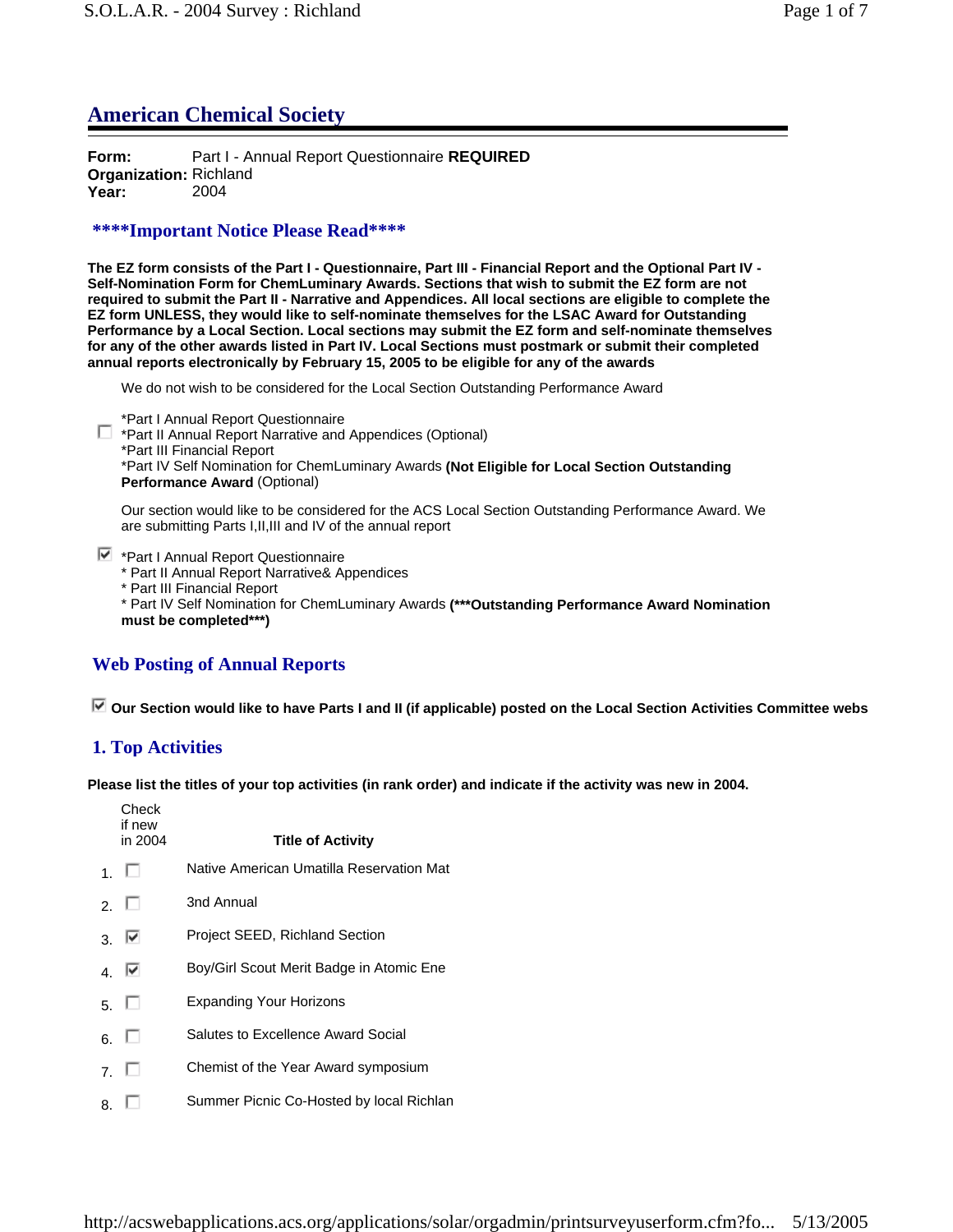## American Chemical Society

**Form:** Part I - Annual Report Questionnaire **REQUIRED**
**Organization:** Richland
**Year:** 2004

### \*\*\*\*Important Notice Please Read\*\*\*\*

**The EZ form consists of the Part I - Questionnaire, Part III - Financial Report and the Optional Part IV - Self-Nomination Form for ChemLuminary Awards. Sections that wish to submit the EZ form are not required to submit the Part II - Narrative and Appendices. All local sections are eligible to complete the EZ form UNLESS, they would like to self-nominate themselves for the LSAC Award for Outstanding Performance by a Local Section. Local sections may submit the EZ form and self-nominate themselves for any of the other awards listed in Part IV. Local Sections must postmark or submit their completed annual reports electronically by February 15, 2005 to be eligible for any of the awards**

We do not wish to be considered for the Local Section Outstanding Performance Award

☐ \*Part I Annual Report Questionnaire
\*Part II Annual Report Narrative and Appendices (Optional)
\*Part III Financial Report
\*Part IV Self Nomination for ChemLuminary Awards **(Not Eligible for Local Section Outstanding Performance Award** (Optional)

Our section would like to be considered for the ACS Local Section Outstanding Performance Award. We are submitting Parts I,II,III and IV of the annual report

☑ \*Part I Annual Report Questionnaire
\* Part II Annual Report Narrative& Appendices
\* Part III Financial Report
\* Part IV Self Nomination for ChemLuminary Awards **(\*\*\*Outstanding Performance Award Nomination must be completed\*\*\*)**

### Web Posting of Annual Reports

☑ **Our Section would like to have Parts I and II (if applicable) posted on the Local Section Activities Committee webs**

### 1. Top Activities

**Please list the titles of your top activities (in rank order) and indicate if the activity was new in 2004.**

| | Check if new in 2004 | Title of Activity |
|---|---|---|
| 1. | ☐ | Native American Umatilla Reservation Mat |
| 2. | ☐ | 3nd Annual |
| 3. | ☑ | Project SEED, Richland Section |
| 4. | ☑ | Boy/Girl Scout Merit Badge in Atomic Ene |
| 5. | ☐ | Expanding Your Horizons |
| 6. | ☐ | Salutes to Excellence Award Social |
| 7. | ☐ | Chemist of the Year Award symposium |
| 8. | ☐ | Summer Picnic Co-Hosted by local Richlan |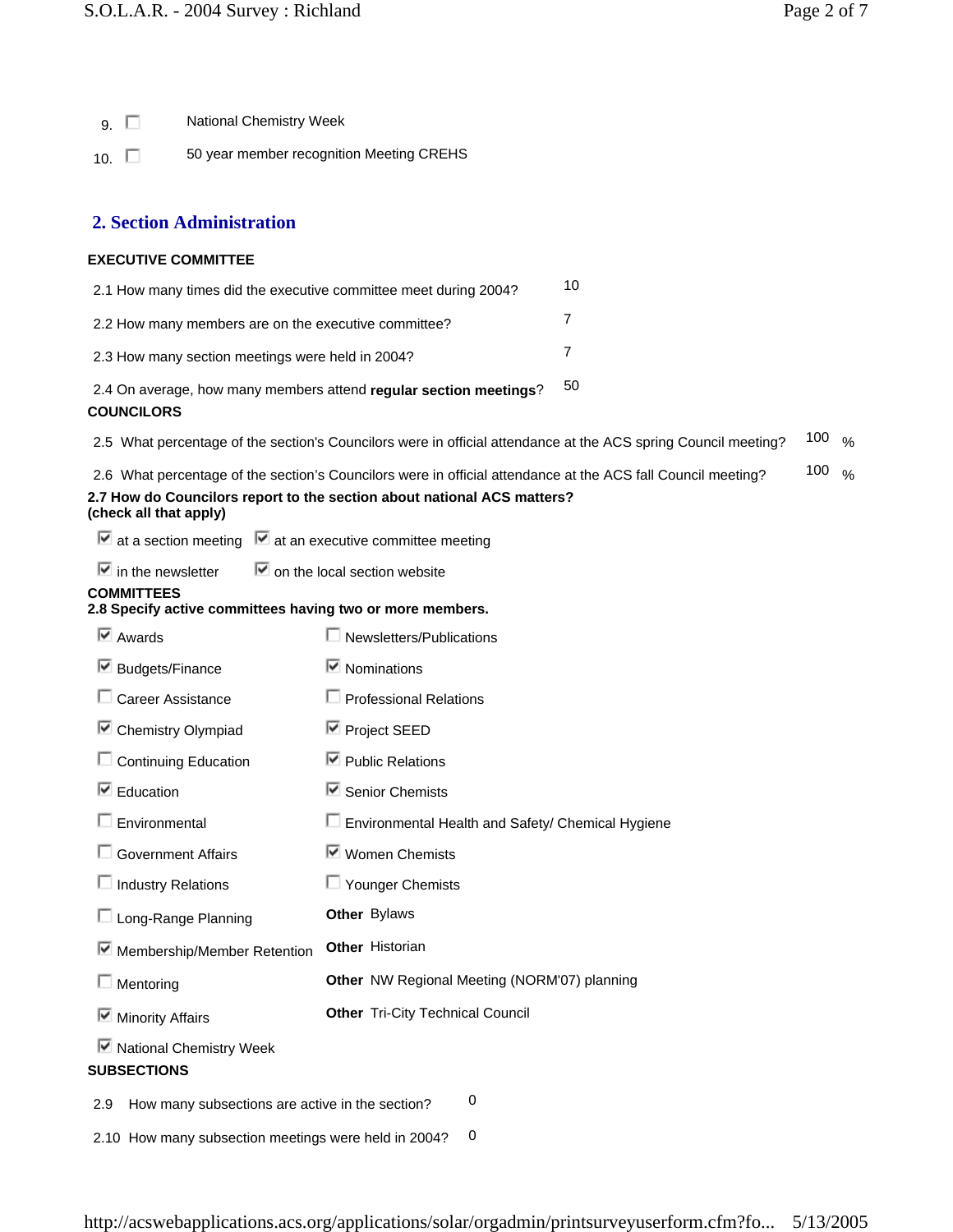9. ☐ National Chemistry Week

10. ☐ 50 year member recognition Meeting CREHS

## 2. Section Administration

**EXECUTIVE COMMITTEE**

| | |
|---|---|
| 2.1 How many times did the executive committee meet during 2004? | 10 |
| 2.2 How many members are on the executive committee? | 7 |
| 2.3 How many section meetings were held in 2004? | 7 |
| 2.4 On average, how many members attend **regular section meetings**? | 50 |

**COUNCILORS**

| | |
|---|---|
| 2.5 What percentage of the section's Councilors were in official attendance at the ACS spring Council meeting? | 100 % |
| 2.6 What percentage of the section's Councilors were in official attendance at the ACS fall Council meeting? | 100 % |

**2.7 How do Councilors report to the section about national ACS matters? (check all that apply)**

- ☑ at a section meeting
- ☑ at an executive committee meeting
- ☑ in the newsletter
- ☑ on the local section website

**COMMITTEES**

**2.8 Specify active committees having two or more members.**

- ☑ Awards
- ☑ Budgets/Finance
- ☐ Career Assistance
- ☑ Chemistry Olympiad
- ☐ Continuing Education
- ☑ Education
- ☐ Environmental
- ☐ Government Affairs
- ☐ Industry Relations
- ☐ Long-Range Planning
- ☑ Membership/Member Retention
- ☐ Mentoring
- ☑ Minority Affairs
- ☑ National Chemistry Week
- ☐ Newsletters/Publications
- ☑ Nominations
- ☐ Professional Relations
- ☑ Project SEED
- ☑ Public Relations
- ☑ Senior Chemists
- ☐ Environmental Health and Safety/ Chemical Hygiene
- ☑ Women Chemists
- ☐ Younger Chemists
- **Other** Bylaws
- **Other** Historian
- **Other** NW Regional Meeting (NORM'07) planning
- **Other** Tri-City Technical Council

**SUBSECTIONS**

| | |
|---|---|
| 2.9 How many subsections are active in the section? | 0 |
| 2.10 How many subsection meetings were held in 2004? | 0 |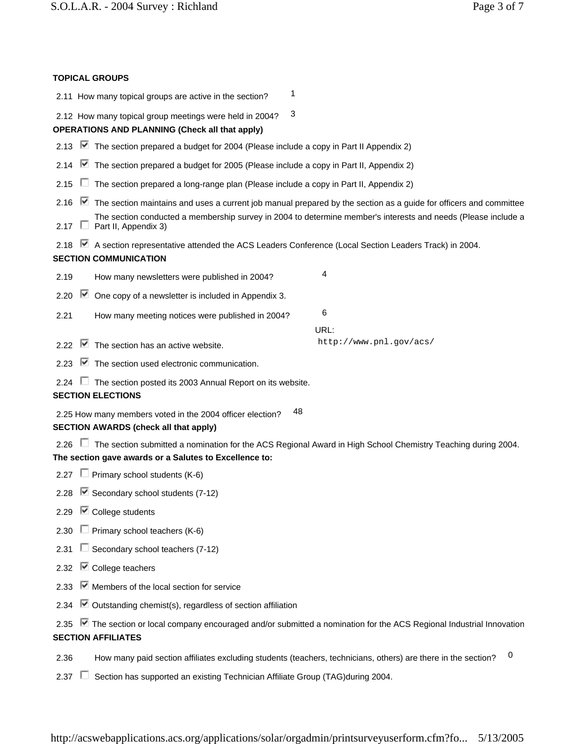**TOPICAL GROUPS**

2.11 How many topical groups are active in the section? 1

2.12 How many topical group meetings were held in 2004? 3

**OPERATIONS AND PLANNING (Check all that apply)**

2.13 ☑ The section prepared a budget for 2004 (Please include a copy in Part II Appendix 2)

2.14 ☑ The section prepared a budget for 2005 (Please include a copy in Part II, Appendix 2)

2.15 ☐ The section prepared a long-range plan (Please include a copy in Part II, Appendix 2)

2.16 ☑ The section maintains and uses a current job manual prepared by the section as a guide for officers and committee

2.17 ☐ The section conducted a membership survey in 2004 to determine member's interests and needs (Please include a Part II, Appendix 3)

2.18 ☑ A section representative attended the ACS Leaders Conference (Local Section Leaders Track) in 2004.

**SECTION COMMUNICATION**

2.19 How many newsletters were published in 2004? 4

2.20 ☑ One copy of a newsletter is included in Appendix 3.

2.21 How many meeting notices were published in 2004? 6

2.22 ☑ The section has an active website. URL: http://www.pnl.gov/acs/

2.23 ☑ The section used electronic communication.

2.24 ☐ The section posted its 2003 Annual Report on its website.

**SECTION ELECTIONS**

2.25 How many members voted in the 2004 officer election? 48

**SECTION AWARDS (check all that apply)**

2.26 ☐ The section submitted a nomination for the ACS Regional Award in High School Chemistry Teaching during 2004.

**The section gave awards or a Salutes to Excellence to:**

2.27 ☐ Primary school students (K-6)

2.28 ☑ Secondary school students (7-12)

2.29 ☑ College students

2.30 ☐ Primary school teachers (K-6)

2.31 ☐ Secondary school teachers (7-12)

2.32 ☑ College teachers

2.33 ☑ Members of the local section for service

2.34 ☑ Outstanding chemist(s), regardless of section affiliation

2.35 ☑ The section or local company encouraged and/or submitted a nomination for the ACS Regional Industrial Innovation

**SECTION AFFILIATES**

2.36 How many paid section affiliates excluding students (teachers, technicians, others) are there in the section? 0

2.37 ☐ Section has supported an existing Technician Affiliate Group (TAG)during 2004.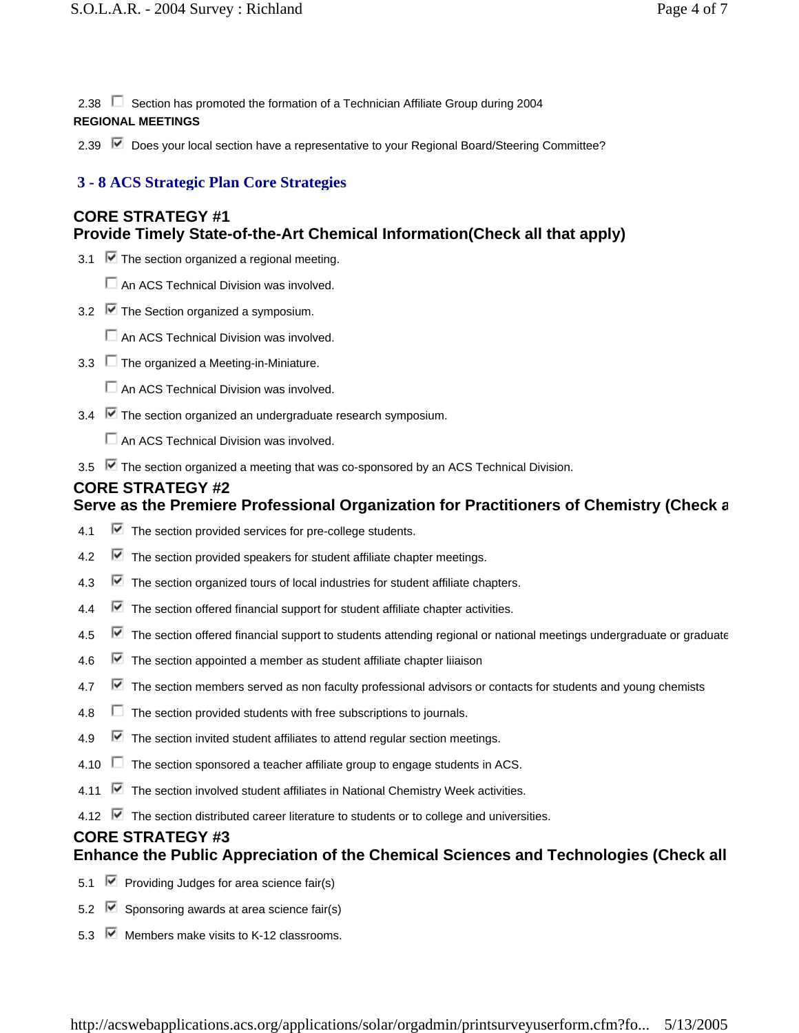2.38 ☐ Section has promoted the formation of a Technician Affiliate Group during 2004

**REGIONAL MEETINGS**

2.39 ☑ Does your local section have a representative to your Regional Board/Steering Committee?

## 3 - 8 ACS Strategic Plan Core Strategies

### CORE STRATEGY #1
### Provide Timely State-of-the-Art Chemical Information(Check all that apply)

3.1 ☑ The section organized a regional meeting.

☐ An ACS Technical Division was involved.

3.2 ☑ The Section organized a symposium.

☐ An ACS Technical Division was involved.

3.3 ☐ The organized a Meeting-in-Miniature.

☐ An ACS Technical Division was involved.

3.4 ☑ The section organized an undergraduate research symposium.

☐ An ACS Technical Division was involved.

3.5 ☑ The section organized a meeting that was co-sponsored by an ACS Technical Division.

### CORE STRATEGY #2
### Serve as the Premiere Professional Organization for Practitioners of Chemistry (Check a

4.1 ☑ The section provided services for pre-college students.

4.2 ☑ The section provided speakers for student affiliate chapter meetings.

4.3 ☑ The section organized tours of local industries for student affiliate chapters.

4.4 ☑ The section offered financial support for student affiliate chapter activities.

4.5 ☑ The section offered financial support to students attending regional or national meetings undergraduate or graduate

4.6 ☑ The section appointed a member as student affiliate chapter liiaison

4.7 ☑ The section members served as non faculty professional advisors or contacts for students and young chemists

4.8 ☐ The section provided students with free subscriptions to journals.

4.9 ☑ The section invited student affiliates to attend regular section meetings.

4.10 ☐ The section sponsored a teacher affiliate group to engage students in ACS.

4.11 ☑ The section involved student affiliates in National Chemistry Week activities.

4.12 ☑ The section distributed career literature to students or to college and universities.

### CORE STRATEGY #3
### Enhance the Public Appreciation of the Chemical Sciences and Technologies (Check all

5.1 ☑ Providing Judges for area science fair(s)

5.2 ☑ Sponsoring awards at area science fair(s)

5.3 ☑ Members make visits to K-12 classrooms.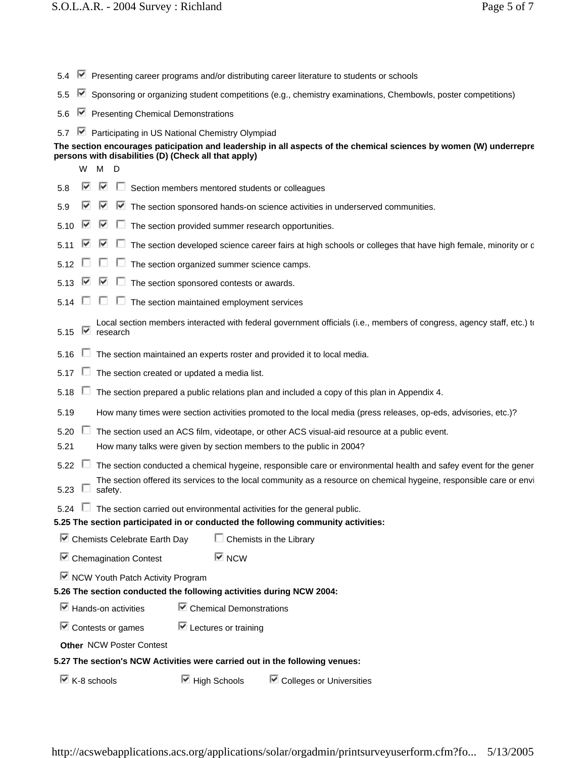- 5.4 ☑ Presenting career programs and/or distributing career literature to students or schools
- 5.5 ☑ Sponsoring or organizing student competitions (e.g., chemistry examinations, Chembowls, poster competitions)
- 5.6 ☑ Presenting Chemical Demonstrations
- 5.7 ☑ Participating in US National Chemistry Olympiad

**The section encourages paticipation and leadership in all aspects of the chemical sciences by women (W) underrepre persons with disabilities (D) (Check all that apply)**

| | W | M | D | |
|---|---|---|---|---|
| 5.8 | ☑ | ☑ | ☐ | Section members mentored students or colleagues |
| 5.9 | ☑ | ☑ | ☑ | The section sponsored hands-on science activities in underserved communities. |
| 5.10 | ☑ | ☑ | ☐ | The section provided summer research opportunities. |
| 5.11 | ☑ | ☑ | ☐ | The section developed science career fairs at high schools or colleges that have high female, minority or c |
| 5.12 | ☐ | ☐ | ☐ | The section organized summer science camps. |
| 5.13 | ☑ | ☑ | ☐ | The section sponsored contests or awards. |
| 5.14 | ☐ | ☐ | ☐ | The section maintained employment services |

- 5.15 ☑ Local section members interacted with federal government officials (i.e., members of congress, agency staff, etc.) t research
- 5.16 ☐ The section maintained an experts roster and provided it to local media.
- 5.17 ☐ The section created or updated a media list.
- 5.18 ☐ The section prepared a public relations plan and included a copy of this plan in Appendix 4.
- 5.19 How many times were section activities promoted to the local media (press releases, op-eds, advisories, etc.)?
- 5.20 ☐ The section used an ACS film, videotape, or other ACS visual-aid resource at a public event.
- 5.21 How many talks were given by section members to the public in 2004?
- 5.22 ☐ The section conducted a chemical hygeine, responsible care or environmental health and safey event for the gener
- 5.23 ☐ The section offered its services to the local community as a resource on chemical hygeine, responsible care or envi safety.
- 5.24 ☐ The section carried out environmental activities for the general public.

**5.25 The section participated in or conducted the following community activities:**

- ☑ Chemists Celebrate Earth Day
- ☐ Chemists in the Library
- ☑ Chemagination Contest
- ☑ NCW
- ☑ NCW Youth Patch Activity Program

**5.26 The section conducted the following activities during NCW 2004:**

- ☑ Hands-on activities
- ☑ Chemical Demonstrations
- ☑ Contests or games
- ☑ Lectures or training

**Other** NCW Poster Contest

**5.27 The section's NCW Activities were carried out in the following venues:**

- ☑ K-8 schools
- ☑ High Schools
- ☑ Colleges or Universities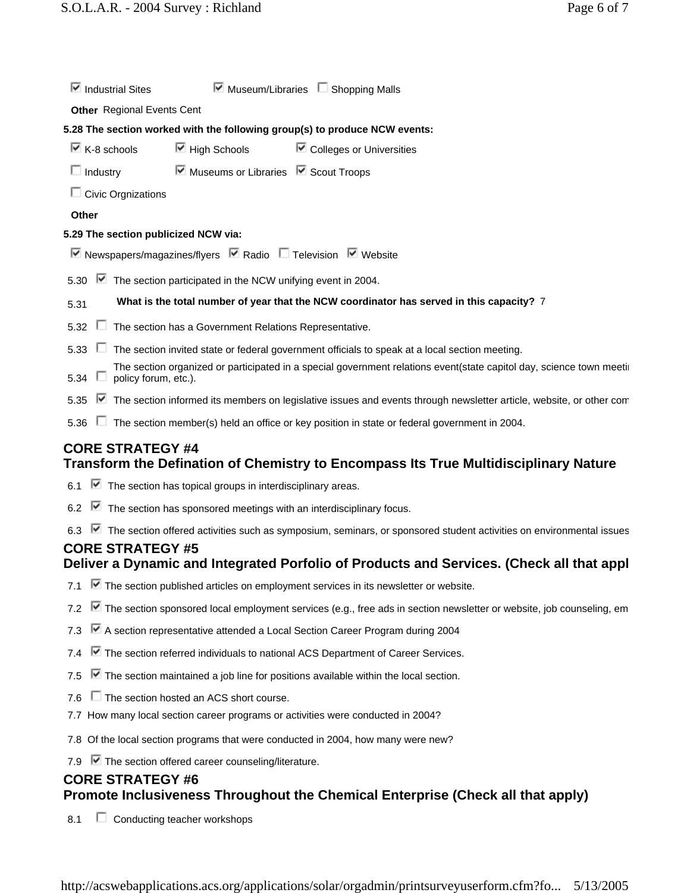- [x] Industrial Sites
- [x] Museum/Libraries
- [ ] Shopping Malls

**Other** Regional Events Cent

**5.28 The section worked with the following group(s) to produce NCW events:**

- [x] K-8 schools
- [x] High Schools
- [x] Colleges or Universities
- [ ] Industry
- [x] Museums or Libraries
- [x] Scout Troops
- [ ] Civic Orgnizations

**Other**

**5.29 The section publicized NCW via:**

- [x] Newspapers/magazines/flyers
- [x] Radio
- [ ] Television
- [x] Website

5.30 [x] The section participated in the NCW unifying event in 2004.

5.31 **What is the total number of year that the NCW coordinator has served in this capacity?** 7

5.32 [ ] The section has a Government Relations Representative.

5.33 [ ] The section invited state or federal government officials to speak at a local section meeting.

5.34 [ ] The section organized or participated in a special government relations event(state capitol day, science town meeti policy forum, etc.).

5.35 [x] The section informed its members on legislative issues and events through newsletter article, website, or other com

5.36 [ ] The section member(s) held an office or key position in state or federal government in 2004.

## CORE STRATEGY #4
## Transform the Defination of Chemistry to Encompass Its True Multidisciplinary Nature

6.1 [x] The section has topical groups in interdisciplinary areas.

6.2 [x] The section has sponsored meetings with an interdisciplinary focus.

6.3 [x] The section offered activities such as symposium, seminars, or sponsored student activities on environmental issues

## CORE STRATEGY #5
## Deliver a Dynamic and Integrated Porfolio of Products and Services. (Check all that appl

7.1 [x] The section published articles on employment services in its newsletter or website.

7.2 [x] The section sponsored local employment services (e.g., free ads in section newsletter or website, job counseling, em

7.3 [x] A section representative attended a Local Section Career Program during 2004

7.4 [x] The section referred individuals to national ACS Department of Career Services.

7.5 [x] The section maintained a job line for positions available within the local section.

7.6 [ ] The section hosted an ACS short course.

7.7 How many local section career programs or activities were conducted in 2004?

7.8 Of the local section programs that were conducted in 2004, how many were new?

7.9 [x] The section offered career counseling/literature.

## CORE STRATEGY #6
## Promote Inclusiveness Throughout the Chemical Enterprise (Check all that apply)

8.1 [ ] Conducting teacher workshops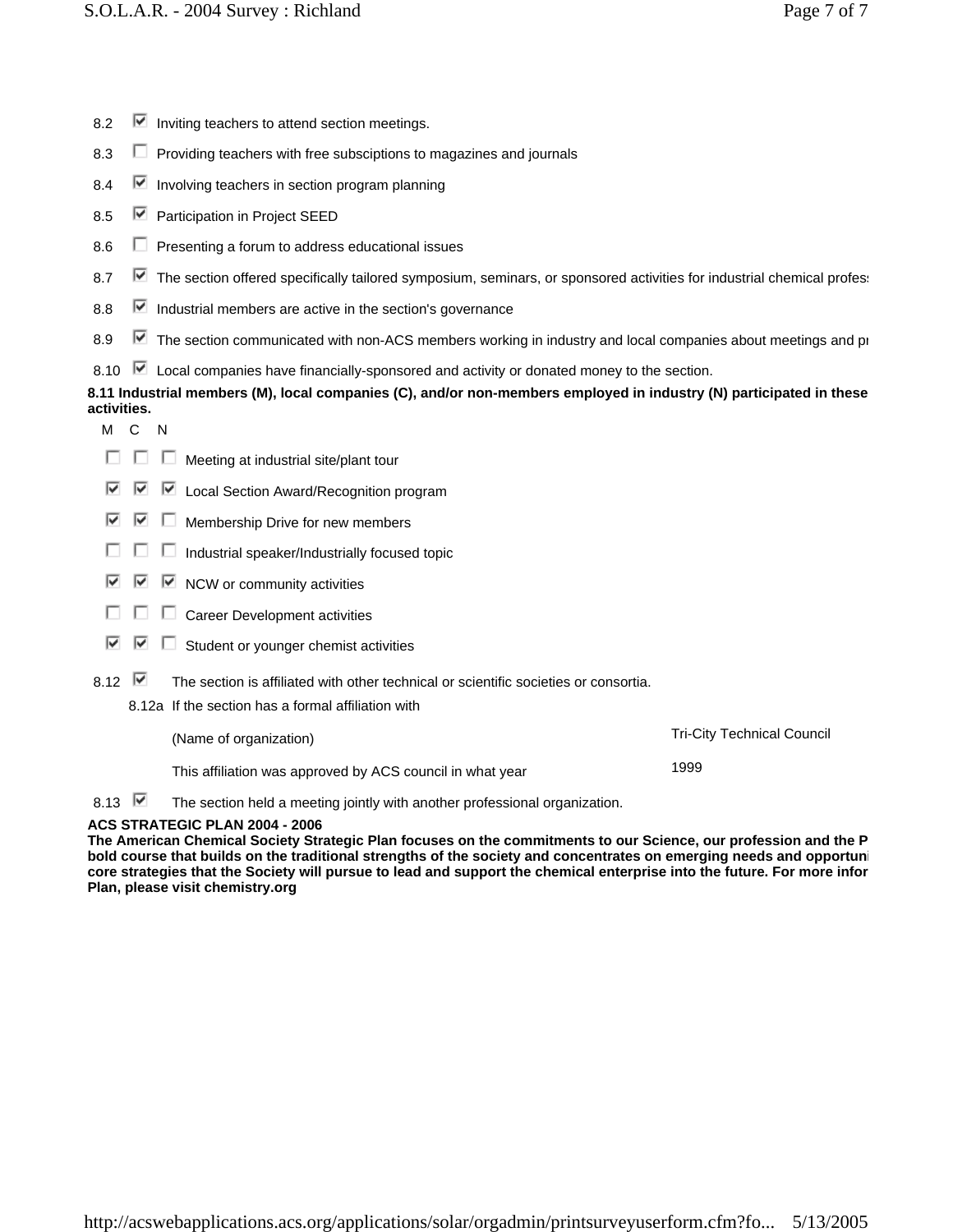- 8.2 ☑ Inviting teachers to attend section meetings.
- 8.3 ☐ Providing teachers with free subsciptions to magazines and journals
- 8.4 ☑ Involving teachers in section program planning
- 8.5 ☑ Participation in Project SEED
- 8.6 ☐ Presenting a forum to address educational issues
- 8.7 ☑ The section offered specifically tailored symposium, seminars, or sponsored activities for industrial chemical profes
- 8.8 ☑ Industrial members are active in the section's governance
- 8.9 ☑ The section communicated with non-ACS members working in industry and local companies about meetings and pı
- 8.10 ☑ Local companies have financially-sponsored and activity or donated money to the section.

**8.11 Industrial members (M), local companies (C), and/or non-members employed in industry (N) participated in these activities.**

| M | C | N | |
|---|---|---|---|
| ☐ | ☐ | ☐ | Meeting at industrial site/plant tour |
| ☑ | ☑ | ☑ | Local Section Award/Recognition program |
| ☑ | ☑ | ☐ | Membership Drive for new members |
| ☐ | ☐ | ☐ | Industrial speaker/Industrially focused topic |
| ☑ | ☑ | ☑ | NCW or community activities |
| ☐ | ☐ | ☐ | Career Development activities |
| ☑ | ☑ | ☐ | Student or younger chemist activities |

- 8.12 ☑ The section is affiliated with other technical or scientific societies or consortia.
  - 8.12a If the section has a formal affiliation with

| | |
|---|---|
| (Name of organization) | Tri-City Technical Council |
| This affiliation was approved by ACS council in what year | 1999 |

- 8.13 ☑ The section held a meeting jointly with another professional organization.

**ACS STRATEGIC PLAN 2004 - 2006**

**The American Chemical Society Strategic Plan focuses on the commitments to our Science, our profession and the P bold course that builds on the traditional strengths of the society and concentrates on emerging needs and opportuni core strategies that the Society will pursue to lead and support the chemical enterprise into the future. For more infor Plan, please visit chemistry.org**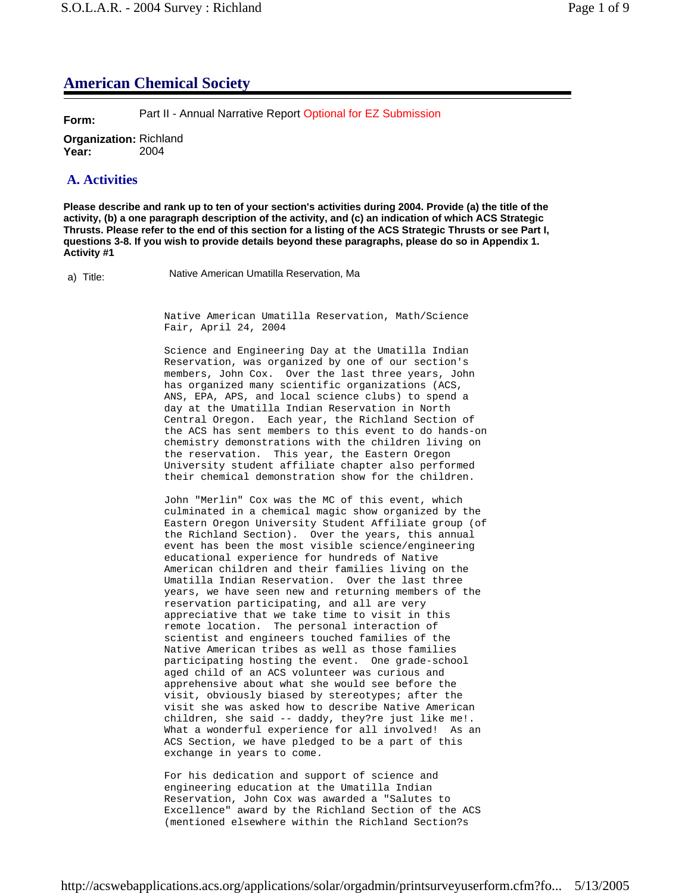# American Chemical Society

**Form:** Part II - Annual Narrative Report Optional for EZ Submission

**Organization:** Richland
**Year:** 2004

## A. Activities

**Please describe and rank up to ten of your section's activities during 2004. Provide (a) the title of the activity, (b) a one paragraph description of the activity, and (c) an indication of which ACS Strategic Thrusts. Please refer to the end of this section for a listing of the ACS Strategic Thrusts or see Part I, questions 3-8. If you wish to provide details beyond these paragraphs, please do so in Appendix 1.**
**Activity #1**

a) Title: Native American Umatilla Reservation, Ma

Native American Umatilla Reservation, Math/Science Fair, April 24, 2004

Science and Engineering Day at the Umatilla Indian Reservation, was organized by one of our section's members, John Cox. Over the last three years, John has organized many scientific organizations (ACS, ANS, EPA, APS, and local science clubs) to spend a day at the Umatilla Indian Reservation in North Central Oregon. Each year, the Richland Section of the ACS has sent members to this event to do hands-on chemistry demonstrations with the children living on the reservation. This year, the Eastern Oregon University student affiliate chapter also performed their chemical demonstration show for the children.

John "Merlin" Cox was the MC of this event, which culminated in a chemical magic show organized by the Eastern Oregon University Student Affiliate group (of the Richland Section). Over the years, this annual event has been the most visible science/engineering educational experience for hundreds of Native American children and their families living on the Umatilla Indian Reservation. Over the last three years, we have seen new and returning members of the reservation participating, and all are very appreciative that we take time to visit in this remote location. The personal interaction of scientist and engineers touched families of the Native American tribes as well as those families participating hosting the event. One grade-school aged child of an ACS volunteer was curious and apprehensive about what she would see before the visit, obviously biased by stereotypes; after the visit she was asked how to describe Native American children, she said -- daddy, they?re just like me!. What a wonderful experience for all involved! As an ACS Section, we have pledged to be a part of this exchange in years to come.

For his dedication and support of science and engineering education at the Umatilla Indian Reservation, John Cox was awarded a "Salutes to Excellence" award by the Richland Section of the ACS (mentioned elsewhere within the Richland Section?s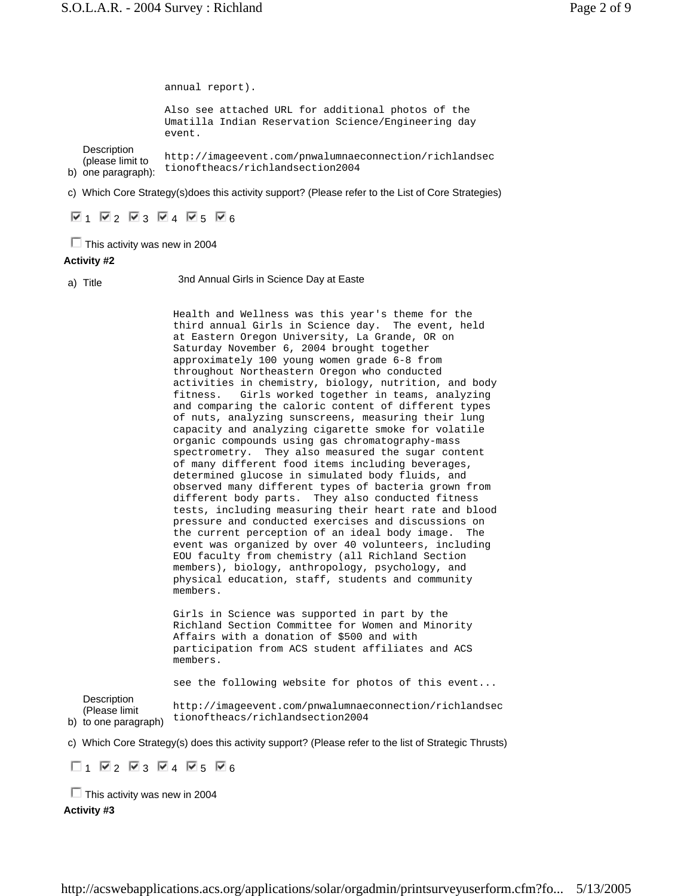annual report).

Also see attached URL for additional photos of the Umatilla Indian Reservation Science/Engineering day event.

b) Description (please limit to one paragraph): http://imageevent.com/pnwalumnaeconnection/richlandsectionoftheacs/richlandsection2004

c) Which Core Strategy(s)does this activity support? (Please refer to the List of Core Strategies)

☑ 1 ☑ 2 ☑ 3 ☑ 4 ☑ 5 ☑ 6

☐ This activity was new in 2004

**Activity #2**

a) Title: 3nd Annual Girls in Science Day at Easte

Health and Wellness was this year's theme for the third annual Girls in Science day. The event, held at Eastern Oregon University, La Grande, OR on Saturday November 6, 2004 brought together approximately 100 young women grade 6-8 from throughout Northeastern Oregon who conducted activities in chemistry, biology, nutrition, and body fitness. Girls worked together in teams, analyzing and comparing the caloric content of different types of nuts, analyzing sunscreens, measuring their lung capacity and analyzing cigarette smoke for volatile organic compounds using gas chromatography-mass spectrometry. They also measured the sugar content of many different food items including beverages, determined glucose in simulated body fluids, and observed many different types of bacteria grown from different body parts. They also conducted fitness tests, including measuring their heart rate and blood pressure and conducted exercises and discussions on the current perception of an ideal body image. The event was organized by over 40 volunteers, including EOU faculty from chemistry (all Richland Section members), biology, anthropology, psychology, and physical education, staff, students and community members.

Girls in Science was supported in part by the Richland Section Committee for Women and Minority Affairs with a donation of $500 and with participation from ACS student affiliates and ACS members.

see the following website for photos of this event...

b) Description (Please limit to one paragraph): http://imageevent.com/pnwalumnaeconnection/richlandsectionoftheacs/richlandsection2004

c) Which Core Strategy(s) does this activity support? (Please refer to the list of Strategic Thrusts)

☐ 1 ☑ 2 ☑ 3 ☑ 4 ☑ 5 ☑ 6

☐ This activity was new in 2004

**Activity #3**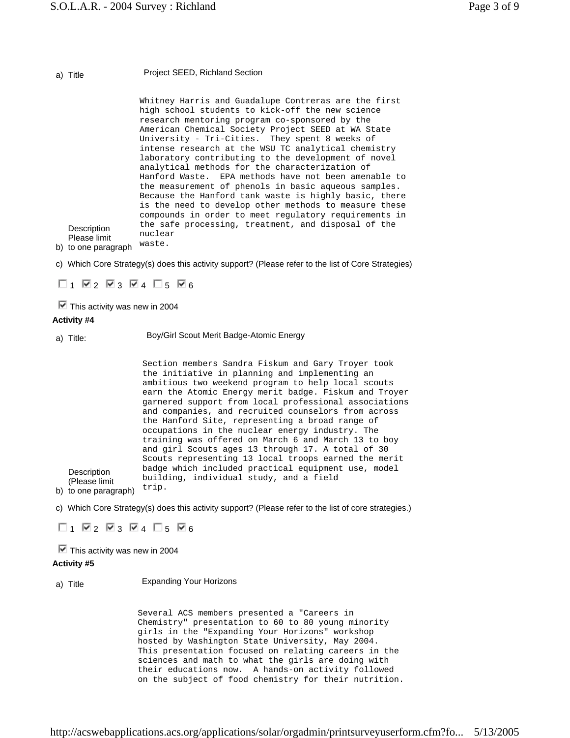a) Title Project SEED, Richland Section

b) Description Please limit to one paragraph

Whitney Harris and Guadalupe Contreras are the first high school students to kick-off the new science research mentoring program co-sponsored by the American Chemical Society Project SEED at WA State University - Tri-Cities. They spent 8 weeks of intense research at the WSU TC analytical chemistry laboratory contributing to the development of novel analytical methods for the characterization of Hanford Waste. EPA methods have not been amenable to the measurement of phenols in basic aqueous samples. Because the Hanford tank waste is highly basic, there is the need to develop other methods to measure these compounds in order to meet regulatory requirements in the safe processing, treatment, and disposal of the nuclear waste.

c) Which Core Strategy(s) does this activity support? (Please refer to the list of Core Strategies)

☐ 1 ☑ 2 ☑ 3 ☑ 4 ☐ 5 ☑ 6

☑ This activity was new in 2004

**Activity #4**

a) Title: Boy/Girl Scout Merit Badge-Atomic Energy

b) Description (Please limit to one paragraph)

Section members Sandra Fiskum and Gary Troyer took the initiative in planning and implementing an ambitious two weekend program to help local scouts earn the Atomic Energy merit badge. Fiskum and Troyer garnered support from local professional associations and companies, and recruited counselors from across the Hanford Site, representing a broad range of occupations in the nuclear energy industry. The training was offered on March 6 and March 13 to boy and girl Scouts ages 13 through 17. A total of 30 Scouts representing 13 local troops earned the merit badge which included practical equipment use, model building, individual study, and a field trip.

c) Which Core Strategy(s) does this activity support? (Please refer to the list of core strategies.)

☐ 1 ☑ 2 ☑ 3 ☑ 4 ☐ 5 ☑ 6

☑ This activity was new in 2004

**Activity #5**

a) Title Expanding Your Horizons

Several ACS members presented a "Careers in Chemistry" presentation to 60 to 80 young minority girls in the "Expanding Your Horizons" workshop hosted by Washington State University, May 2004. This presentation focused on relating careers in the sciences and math to what the girls are doing with their educations now. A hands-on activity followed on the subject of food chemistry for their nutrition.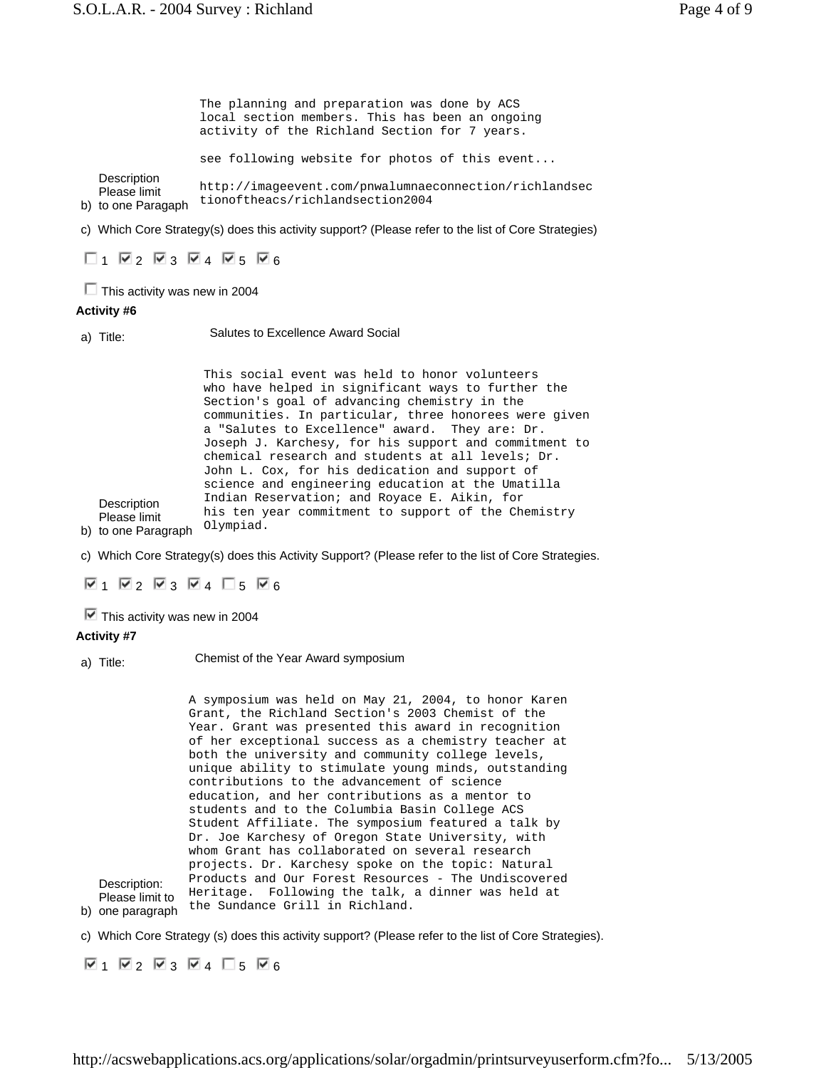b) Description Please limit to one Paragaph

The planning and preparation was done by ACS local section members. This has been an ongoing activity of the Richland Section for 7 years.

see following website for photos of this event...

http://imageevent.com/pnwalumnaeconnection/richlandsectionoftheacs/richlandsection2004

c) Which Core Strategy(s) does this activity support? (Please refer to the list of Core Strategies)

☐ 1 ☑ 2 ☑ 3 ☑ 4 ☑ 5 ☑ 6

☐ This activity was new in 2004

**Activity #6**

a) Title: Salutes to Excellence Award Social

b) Description Please limit to one Paragraph

This social event was held to honor volunteers who have helped in significant ways to further the Section's goal of advancing chemistry in the communities. In particular, three honorees were given a "Salutes to Excellence" award. They are: Dr. Joseph J. Karchesy, for his support and commitment to chemical research and students at all levels; Dr. John L. Cox, for his dedication and support of science and engineering education at the Umatilla Indian Reservation; and Royace E. Aikin, for his ten year commitment to support of the Chemistry Olympiad.

c) Which Core Strategy(s) does this Activity Support? (Please refer to the list of Core Strategies.

☑ 1 ☑ 2 ☑ 3 ☑ 4 ☐ 5 ☑ 6

☑ This activity was new in 2004

**Activity #7**

a) Title: Chemist of the Year Award symposium

b) Description: Please limit to one paragraph

A symposium was held on May 21, 2004, to honor Karen Grant, the Richland Section's 2003 Chemist of the Year. Grant was presented this award in recognition of her exceptional success as a chemistry teacher at both the university and community college levels, unique ability to stimulate young minds, outstanding contributions to the advancement of science education, and her contributions as a mentor to students and to the Columbia Basin College ACS Student Affiliate. The symposium featured a talk by Dr. Joe Karchesy of Oregon State University, with whom Grant has collaborated on several research projects. Dr. Karchesy spoke on the topic: Natural Products and Our Forest Resources - The Undiscovered Heritage. Following the talk, a dinner was held at the Sundance Grill in Richland.

c) Which Core Strategy (s) does this activity support? (Please refer to the list of Core Strategies).

☑ 1 ☑ 2 ☑ 3 ☑ 4 ☐ 5 ☑ 6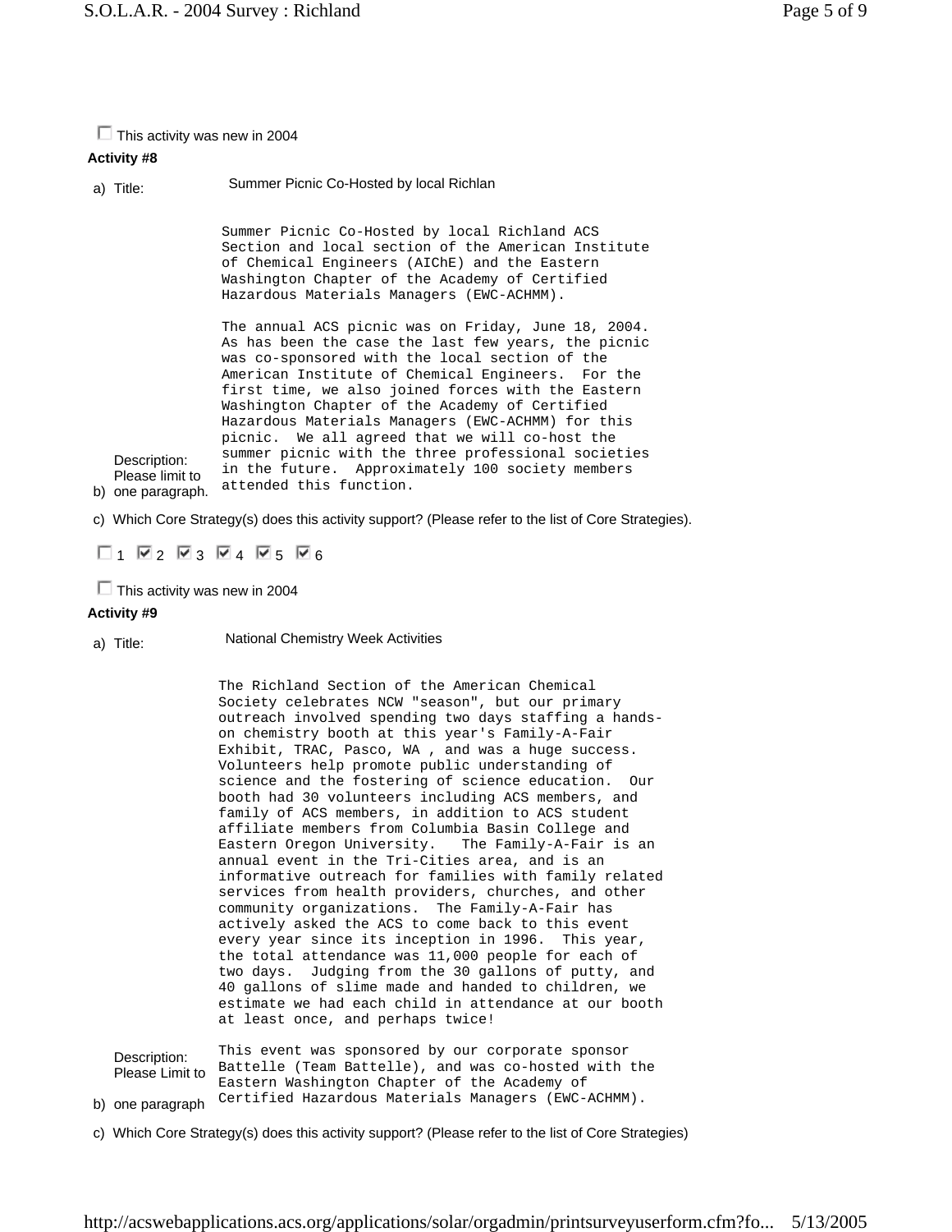☐ This activity was new in 2004

**Activity #8**

a) Title: Summer Picnic Co-Hosted by local Richlan

b) Description: Please limit to one paragraph.

Summer Picnic Co-Hosted by local Richland ACS Section and local section of the American Institute of Chemical Engineers (AIChE) and the Eastern Washington Chapter of the Academy of Certified Hazardous Materials Managers (EWC-ACHMM).

The annual ACS picnic was on Friday, June 18, 2004. As has been the case the last few years, the picnic was co-sponsored with the local section of the American Institute of Chemical Engineers. For the first time, we also joined forces with the Eastern Washington Chapter of the Academy of Certified Hazardous Materials Managers (EWC-ACHMM) for this picnic. We all agreed that we will co-host the summer picnic with the three professional societies in the future. Approximately 100 society members attended this function.

c) Which Core Strategy(s) does this activity support? (Please refer to the list of Core Strategies).

☐ 1 ☑ 2 ☑ 3 ☑ 4 ☑ 5 ☑ 6

☐ This activity was new in 2004

**Activity #9**

a) Title: National Chemistry Week Activities

b) Description: Please Limit to one paragraph

The Richland Section of the American Chemical Society celebrates NCW "season", but our primary outreach involved spending two days staffing a hands-on chemistry booth at this year's Family-A-Fair Exhibit, TRAC, Pasco, WA , and was a huge success. Volunteers help promote public understanding of science and the fostering of science education. Our booth had 30 volunteers including ACS members, and family of ACS members, in addition to ACS student affiliate members from Columbia Basin College and Eastern Oregon University. The Family-A-Fair is an annual event in the Tri-Cities area, and is an informative outreach for families with family related services from health providers, churches, and other community organizations. The Family-A-Fair has actively asked the ACS to come back to this event every year since its inception in 1996. This year, the total attendance was 11,000 people for each of two days. Judging from the 30 gallons of putty, and 40 gallons of slime made and handed to children, we estimate we had each child in attendance at our booth at least once, and perhaps twice!

This event was sponsored by our corporate sponsor Battelle (Team Battelle), and was co-hosted with the Eastern Washington Chapter of the Academy of Certified Hazardous Materials Managers (EWC-ACHMM).

c) Which Core Strategy(s) does this activity support? (Please refer to the list of Core Strategies)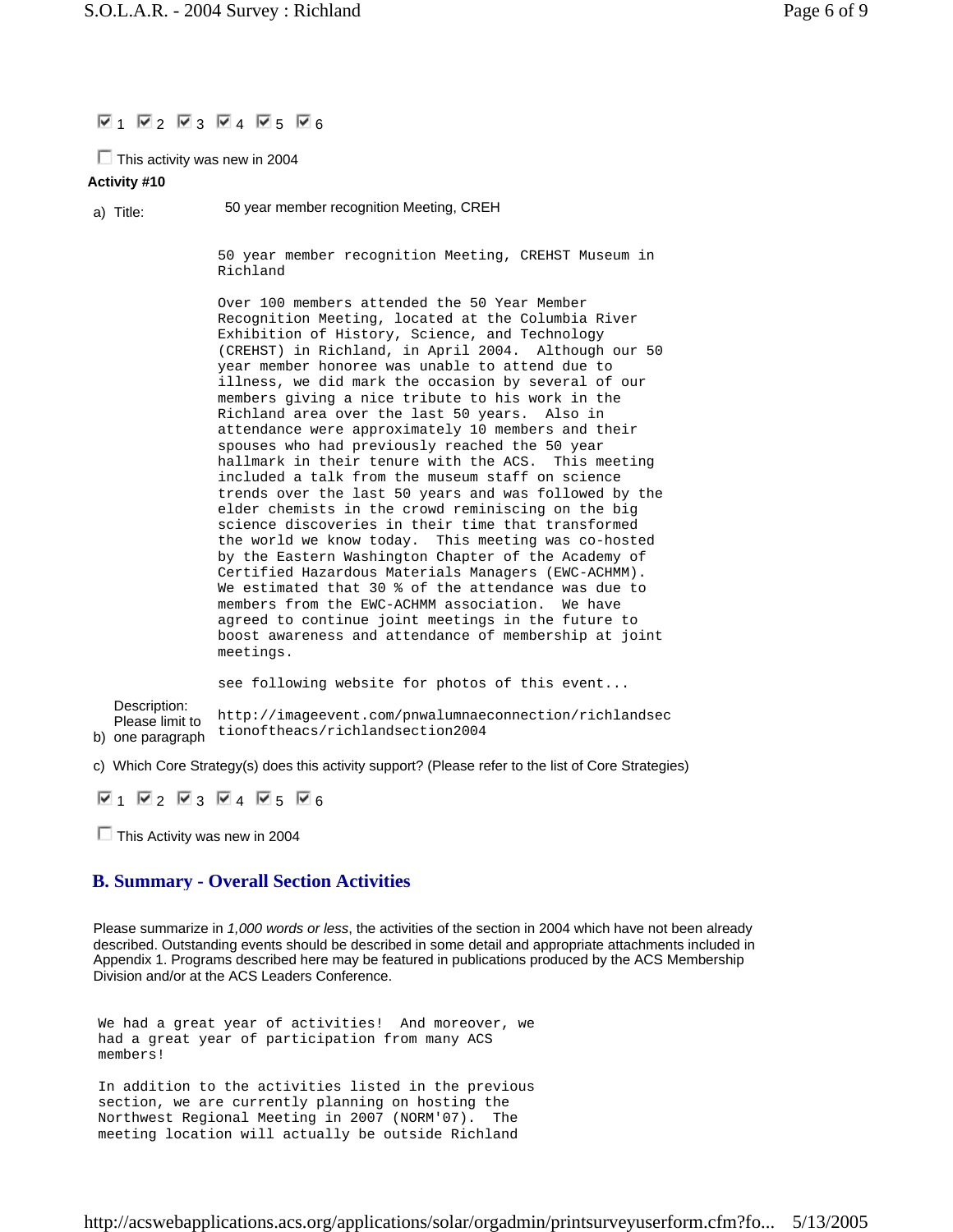☑ 1 ☑ 2 ☑ 3 ☑ 4 ☑ 5 ☑ 6

☐ This activity was new in 2004

**Activity #10**

a) Title: 50 year member recognition Meeting, CREH

b) Description: Please limit to one paragraph

```
50 year member recognition Meeting, CREHST Museum in
Richland

Over 100 members attended the 50 Year Member
Recognition Meeting, located at the Columbia River
Exhibition of History, Science, and Technology
(CREHST) in Richland, in April 2004.  Although our 50
year member honoree was unable to attend due to
illness, we did mark the occasion by several of our
members giving a nice tribute to his work in the
Richland area over the last 50 years.  Also in
attendance were approximately 10 members and their
spouses who had previously reached the 50 year
hallmark in their tenure with the ACS.  This meeting
included a talk from the museum staff on science
trends over the last 50 years and was followed by the
elder chemists in the crowd reminiscing on the big
science discoveries in their time that transformed
the world we know today.  This meeting was co-hosted
by the Eastern Washington Chapter of the Academy of
Certified Hazardous Materials Managers (EWC-ACHMM).
We estimated that 30 % of the attendance was due to
members from the EWC-ACHMM association.  We have
agreed to continue joint meetings in the future to
boost awareness and attendance of membership at joint
meetings.

see following website for photos of this event...

http://imageevent.com/pnwalumnaeconnection/richlandsec
tionoftheacs/richlandsection2004
```

c) Which Core Strategy(s) does this activity support? (Please refer to the list of Core Strategies)

☑ 1 ☑ 2 ☑ 3 ☑ 4 ☑ 5 ☑ 6

☐ This Activity was new in 2004

## B. Summary - Overall Section Activities

Please summarize in *1,000 words or less*, the activities of the section in 2004 which have not been already described. Outstanding events should be described in some detail and appropriate attachments included in Appendix 1. Programs described here may be featured in publications produced by the ACS Membership Division and/or at the ACS Leaders Conference.

```
We had a great year of activities!  And moreover, we
had a great year of participation from many ACS
members!

In addition to the activities listed in the previous
section, we are currently planning on hosting the
Northwest Regional Meeting in 2007 (NORM'07).  The
meeting location will actually be outside Richland
```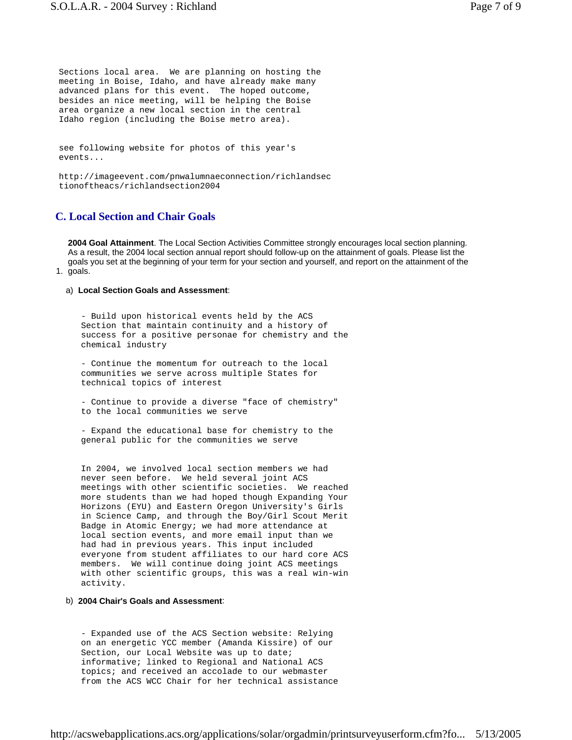Sections local area. We are planning on hosting the meeting in Boise, Idaho, and have already make many advanced plans for this event. The hoped outcome, besides an nice meeting, will be helping the Boise area organize a new local section in the central Idaho region (including the Boise metro area).

see following website for photos of this year's events...

http://imageevent.com/pnwalumnaeconnection/richlandsectionoftheacs/richlandsection2004

## C. Local Section and Chair Goals

1. **2004 Goal Attainment**. The Local Section Activities Committee strongly encourages local section planning. As a result, the 2004 local section annual report should follow-up on the attainment of goals. Please list the goals you set at the beginning of your term for your section and yourself, and report on the attainment of the goals.

a) **Local Section Goals and Assessment**:

- Build upon historical events held by the ACS Section that maintain continuity and a history of success for a positive personae for chemistry and the chemical industry

- Continue the momentum for outreach to the local communities we serve across multiple States for technical topics of interest

- Continue to provide a diverse "face of chemistry" to the local communities we serve

- Expand the educational base for chemistry to the general public for the communities we serve

In 2004, we involved local section members we had never seen before. We held several joint ACS meetings with other scientific societies. We reached more students than we had hoped though Expanding Your Horizons (EYU) and Eastern Oregon University's Girls in Science Camp, and through the Boy/Girl Scout Merit Badge in Atomic Energy; we had more attendance at local section events, and more email input than we had had in previous years. This input included everyone from student affiliates to our hard core ACS members. We will continue doing joint ACS meetings with other scientific groups, this was a real win-win activity.

b) **2004 Chair's Goals and Assessment**:

- Expanded use of the ACS Section website: Relying on an energetic YCC member (Amanda Kissire) of our Section, our Local Website was up to date; informative; linked to Regional and National ACS topics; and received an accolade to our webmaster from the ACS WCC Chair for her technical assistance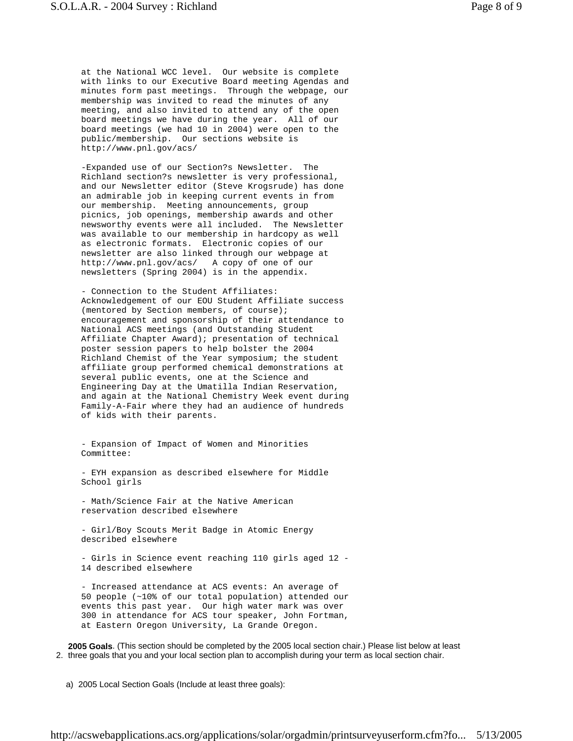at the National WCC level. Our website is complete with links to our Executive Board meeting Agendas and minutes form past meetings. Through the webpage, our membership was invited to read the minutes of any meeting, and also invited to attend any of the open board meetings we have during the year. All of our board meetings (we had 10 in 2004) were open to the public/membership. Our sections website is http://www.pnl.gov/acs/

-Expanded use of our Section?s Newsletter. The Richland section?s newsletter is very professional, and our Newsletter editor (Steve Krogsrude) has done an admirable job in keeping current events in from our membership. Meeting announcements, group picnics, job openings, membership awards and other newsworthy events were all included. The Newsletter was available to our membership in hardcopy as well as electronic formats. Electronic copies of our newsletter are also linked through our webpage at http://www.pnl.gov/acs/ A copy of one of our newsletters (Spring 2004) is in the appendix.

- Connection to the Student Affiliates: Acknowledgement of our EOU Student Affiliate success (mentored by Section members, of course); encouragement and sponsorship of their attendance to National ACS meetings (and Outstanding Student Affiliate Chapter Award); presentation of technical poster session papers to help bolster the 2004 Richland Chemist of the Year symposium; the student affiliate group performed chemical demonstrations at several public events, one at the Science and Engineering Day at the Umatilla Indian Reservation, and again at the National Chemistry Week event during Family-A-Fair where they had an audience of hundreds of kids with their parents.

- Expansion of Impact of Women and Minorities Committee:

- EYH expansion as described elsewhere for Middle School girls

- Math/Science Fair at the Native American reservation described elsewhere

- Girl/Boy Scouts Merit Badge in Atomic Energy described elsewhere

- Girls in Science event reaching 110 girls aged 12 - 14 described elsewhere

- Increased attendance at ACS events: An average of 50 people (~10% of our total population) attended our events this past year. Our high water mark was over 300 in attendance for ACS tour speaker, John Fortman, at Eastern Oregon University, La Grande Oregon.

2. **2005 Goals**. (This section should be completed by the 2005 local section chair.) Please list below at least three goals that you and your local section plan to accomplish during your term as local section chair.

a) 2005 Local Section Goals (Include at least three goals):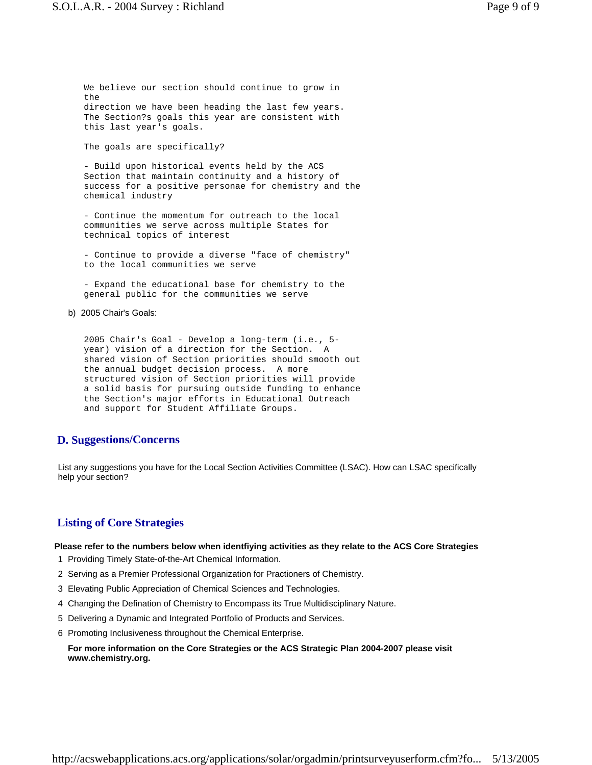We believe our section should continue to grow in the direction we have been heading the last few years. The Section?s goals this year are consistent with this last year's goals.

The goals are specifically?

- Build upon historical events held by the ACS Section that maintain continuity and a history of success for a positive personae for chemistry and the chemical industry

- Continue the momentum for outreach to the local communities we serve across multiple States for technical topics of interest

- Continue to provide a diverse "face of chemistry" to the local communities we serve

- Expand the educational base for chemistry to the general public for the communities we serve

b) 2005 Chair's Goals:

2005 Chair's Goal - Develop a long-term (i.e., 5-year) vision of a direction for the Section. A shared vision of Section priorities should smooth out the annual budget decision process. A more structured vision of Section priorities will provide a solid basis for pursuing outside funding to enhance the Section's major efforts in Educational Outreach and support for Student Affiliate Groups.

## D. Suggestions/Concerns

List any suggestions you have for the Local Section Activities Committee (LSAC). How can LSAC specifically help your section?

## Listing of Core Strategies

**Please refer to the numbers below when identfiying activities as they relate to the ACS Core Strategies**

1. Providing Timely State-of-the-Art Chemical Information.
2. Serving as a Premier Professional Organization for Practioners of Chemistry.
3. Elevating Public Appreciation of Chemical Sciences and Technologies.
4. Changing the Defination of Chemistry to Encompass its True Multidisciplinary Nature.
5. Delivering a Dynamic and Integrated Portfolio of Products and Services.
6. Promoting Inclusiveness throughout the Chemical Enterprise.

**For more information on the Core Strategies or the ACS Strategic Plan 2004-2007 please visit www.chemistry.org.**